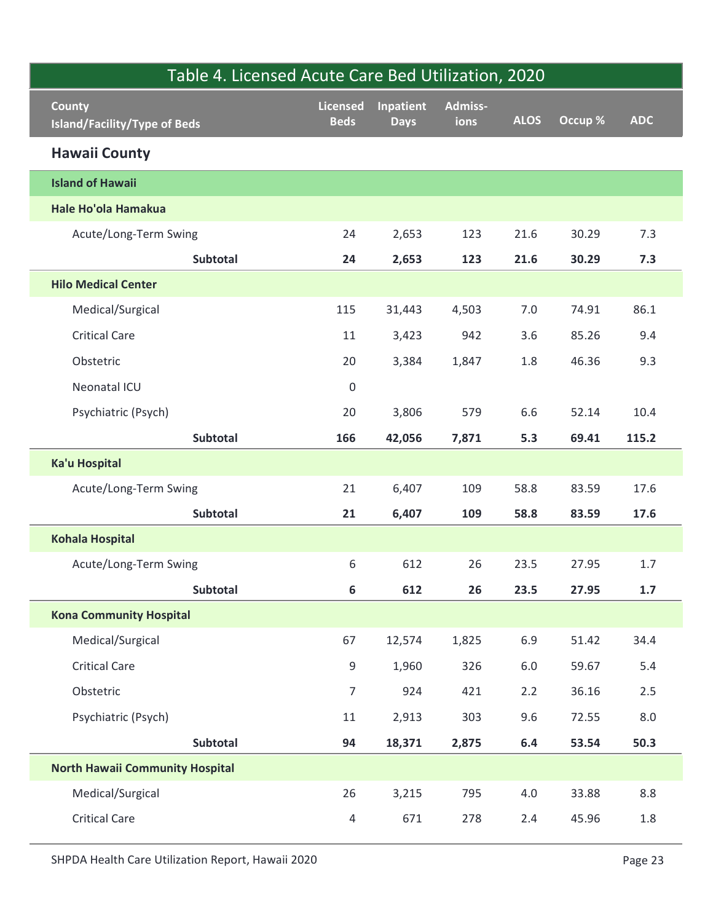## Table 4. Licensed Acute Care Bed Utilization, 2020

| County<br>Island/Facility/Type of Beds | Licensed Beds | Inpatient Days | Admiss-ions | ALOS | Occup % | ADC |
|---|---|---|---|---|---|---|
| **Hawaii County** | | | | | | |
| **Island of Hawaii** | | | | | | |
| **Hale Ho'ola Hamakua** | | | | | | |
| Acute/Long-Term Swing | 24 | 2,653 | 123 | 21.6 | 30.29 | 7.3 |
| **Subtotal** | **24** | **2,653** | **123** | **21.6** | **30.29** | **7.3** |
| **Hilo Medical Center** | | | | | | |
| Medical/Surgical | 115 | 31,443 | 4,503 | 7.0 | 74.91 | 86.1 |
| Critical Care | 11 | 3,423 | 942 | 3.6 | 85.26 | 9.4 |
| Obstetric | 20 | 3,384 | 1,847 | 1.8 | 46.36 | 9.3 |
| Neonatal ICU | 0 | | | | | |
| Psychiatric (Psych) | 20 | 3,806 | 579 | 6.6 | 52.14 | 10.4 |
| **Subtotal** | **166** | **42,056** | **7,871** | **5.3** | **69.41** | **115.2** |
| **Ka'u Hospital** | | | | | | |
| Acute/Long-Term Swing | 21 | 6,407 | 109 | 58.8 | 83.59 | 17.6 |
| **Subtotal** | **21** | **6,407** | **109** | **58.8** | **83.59** | **17.6** |
| **Kohala Hospital** | | | | | | |
| Acute/Long-Term Swing | 6 | 612 | 26 | 23.5 | 27.95 | 1.7 |
| **Subtotal** | **6** | **612** | **26** | **23.5** | **27.95** | **1.7** |
| **Kona Community Hospital** | | | | | | |
| Medical/Surgical | 67 | 12,574 | 1,825 | 6.9 | 51.42 | 34.4 |
| Critical Care | 9 | 1,960 | 326 | 6.0 | 59.67 | 5.4 |
| Obstetric | 7 | 924 | 421 | 2.2 | 36.16 | 2.5 |
| Psychiatric (Psych) | 11 | 2,913 | 303 | 9.6 | 72.55 | 8.0 |
| **Subtotal** | **94** | **18,371** | **2,875** | **6.4** | **53.54** | **50.3** |
| **North Hawaii Community Hospital** | | | | | | |
| Medical/Surgical | 26 | 3,215 | 795 | 4.0 | 33.88 | 8.8 |
| Critical Care | 4 | 671 | 278 | 2.4 | 45.96 | 1.8 |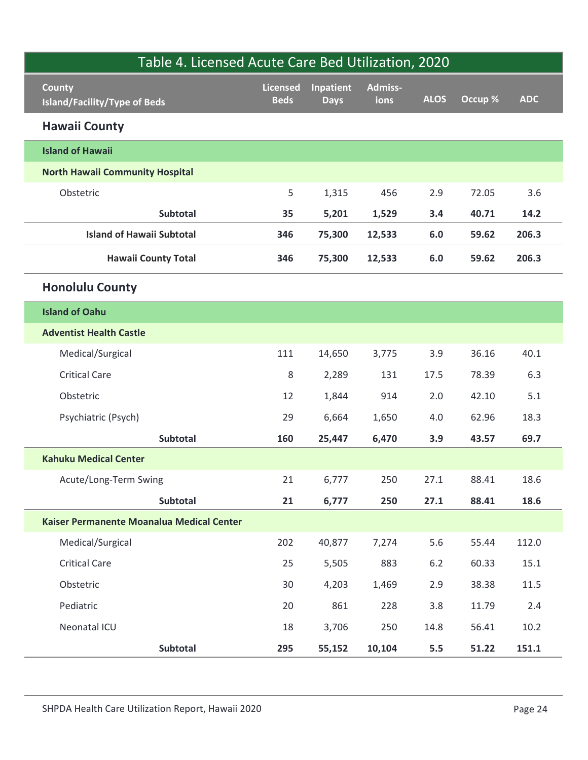## Table 4. Licensed Acute Care Bed Utilization, 2020

| County<br>Island/Facility/Type of Beds | Licensed Beds | Inpatient Days | Admiss-ions | ALOS | Occup % | ADC |
|---|---|---|---|---|---|---|
| **Hawaii County** | | | | | | |
| **Island of Hawaii** | | | | | | |
| **North Hawaii Community Hospital** | | | | | | |
| Obstetric | 5 | 1,315 | 456 | 2.9 | 72.05 | 3.6 |
| **Subtotal** | **35** | **5,201** | **1,529** | **3.4** | **40.71** | **14.2** |
| **Island of Hawaii Subtotal** | **346** | **75,300** | **12,533** | **6.0** | **59.62** | **206.3** |
| **Hawaii County Total** | **346** | **75,300** | **12,533** | **6.0** | **59.62** | **206.3** |
| **Honolulu County** | | | | | | |
| **Island of Oahu** | | | | | | |
| **Adventist Health Castle** | | | | | | |
| Medical/Surgical | 111 | 14,650 | 3,775 | 3.9 | 36.16 | 40.1 |
| Critical Care | 8 | 2,289 | 131 | 17.5 | 78.39 | 6.3 |
| Obstetric | 12 | 1,844 | 914 | 2.0 | 42.10 | 5.1 |
| Psychiatric (Psych) | 29 | 6,664 | 1,650 | 4.0 | 62.96 | 18.3 |
| **Subtotal** | **160** | **25,447** | **6,470** | **3.9** | **43.57** | **69.7** |
| **Kahuku Medical Center** | | | | | | |
| Acute/Long-Term Swing | 21 | 6,777 | 250 | 27.1 | 88.41 | 18.6 |
| **Subtotal** | **21** | **6,777** | **250** | **27.1** | **88.41** | **18.6** |
| **Kaiser Permanente Moanalua Medical Center** | | | | | | |
| Medical/Surgical | 202 | 40,877 | 7,274 | 5.6 | 55.44 | 112.0 |
| Critical Care | 25 | 5,505 | 883 | 6.2 | 60.33 | 15.1 |
| Obstetric | 30 | 4,203 | 1,469 | 2.9 | 38.38 | 11.5 |
| Pediatric | 20 | 861 | 228 | 3.8 | 11.79 | 2.4 |
| Neonatal ICU | 18 | 3,706 | 250 | 14.8 | 56.41 | 10.2 |
| **Subtotal** | **295** | **55,152** | **10,104** | **5.5** | **51.22** | **151.1** |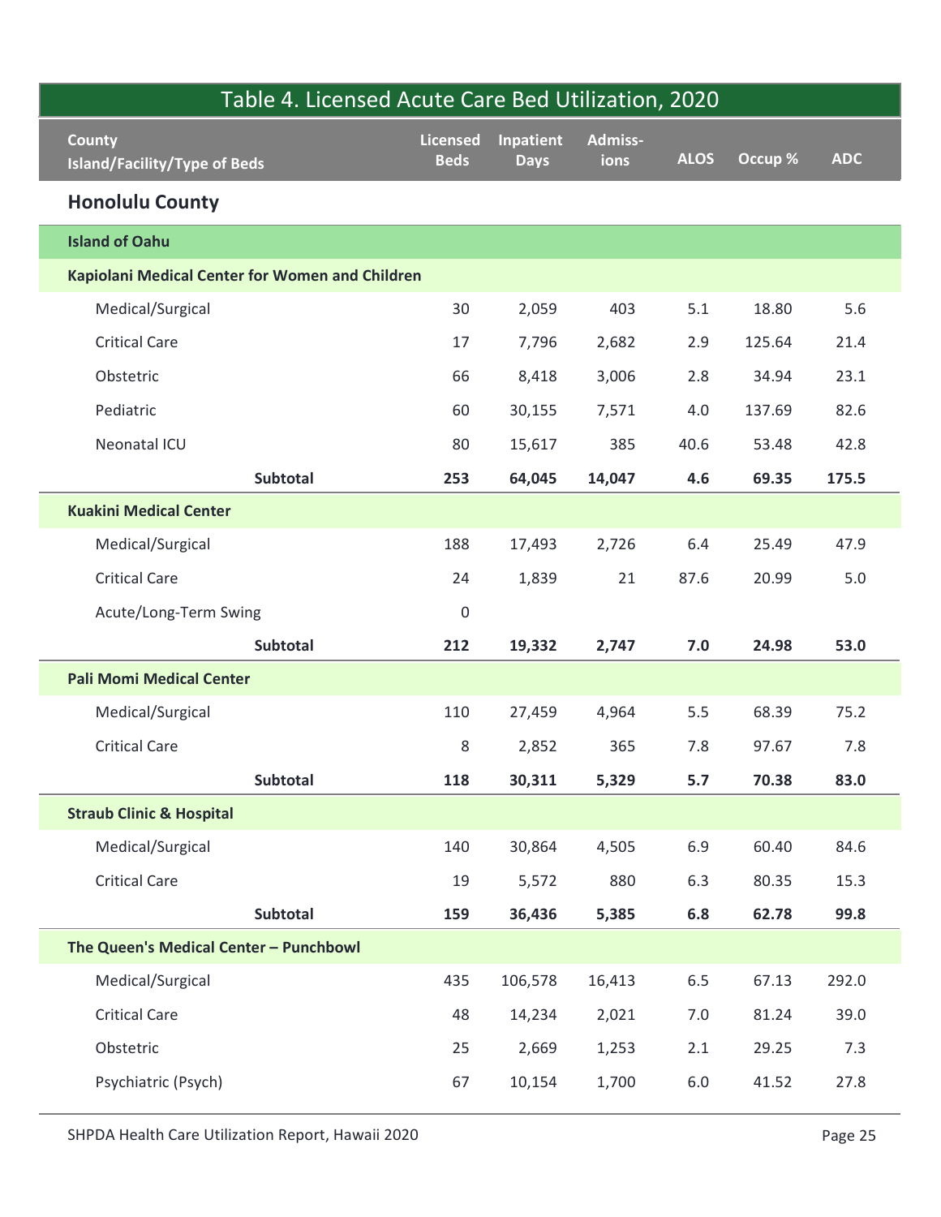# Table 4. Licensed Acute Care Bed Utilization, 2020

| County<br>Island/Facility/Type of Beds | Licensed Beds | Inpatient Days | Admiss-ions | ALOS | Occup % | ADC |
|---|---|---|---|---|---|---|
| **Honolulu County** | | | | | | |
| **Island of Oahu** | | | | | | |
| **Kapiolani Medical Center for Women and Children** | | | | | | |
| Medical/Surgical | 30 | 2,059 | 403 | 5.1 | 18.80 | 5.6 |
| Critical Care | 17 | 7,796 | 2,682 | 2.9 | 125.64 | 21.4 |
| Obstetric | 66 | 8,418 | 3,006 | 2.8 | 34.94 | 23.1 |
| Pediatric | 60 | 30,155 | 7,571 | 4.0 | 137.69 | 82.6 |
| Neonatal ICU | 80 | 15,617 | 385 | 40.6 | 53.48 | 42.8 |
| **Subtotal** | **253** | **64,045** | **14,047** | **4.6** | **69.35** | **175.5** |
| **Kuakini Medical Center** | | | | | | |
| Medical/Surgical | 188 | 17,493 | 2,726 | 6.4 | 25.49 | 47.9 |
| Critical Care | 24 | 1,839 | 21 | 87.6 | 20.99 | 5.0 |
| Acute/Long-Term Swing | 0 | | | | | |
| **Subtotal** | **212** | **19,332** | **2,747** | **7.0** | **24.98** | **53.0** |
| **Pali Momi Medical Center** | | | | | | |
| Medical/Surgical | 110 | 27,459 | 4,964 | 5.5 | 68.39 | 75.2 |
| Critical Care | 8 | 2,852 | 365 | 7.8 | 97.67 | 7.8 |
| **Subtotal** | **118** | **30,311** | **5,329** | **5.7** | **70.38** | **83.0** |
| **Straub Clinic & Hospital** | | | | | | |
| Medical/Surgical | 140 | 30,864 | 4,505 | 6.9 | 60.40 | 84.6 |
| Critical Care | 19 | 5,572 | 880 | 6.3 | 80.35 | 15.3 |
| **Subtotal** | **159** | **36,436** | **5,385** | **6.8** | **62.78** | **99.8** |
| **The Queen's Medical Center – Punchbowl** | | | | | | |
| Medical/Surgical | 435 | 106,578 | 16,413 | 6.5 | 67.13 | 292.0 |
| Critical Care | 48 | 14,234 | 2,021 | 7.0 | 81.24 | 39.0 |
| Obstetric | 25 | 2,669 | 1,253 | 2.1 | 29.25 | 7.3 |
| Psychiatric (Psych) | 67 | 10,154 | 1,700 | 6.0 | 41.52 | 27.8 |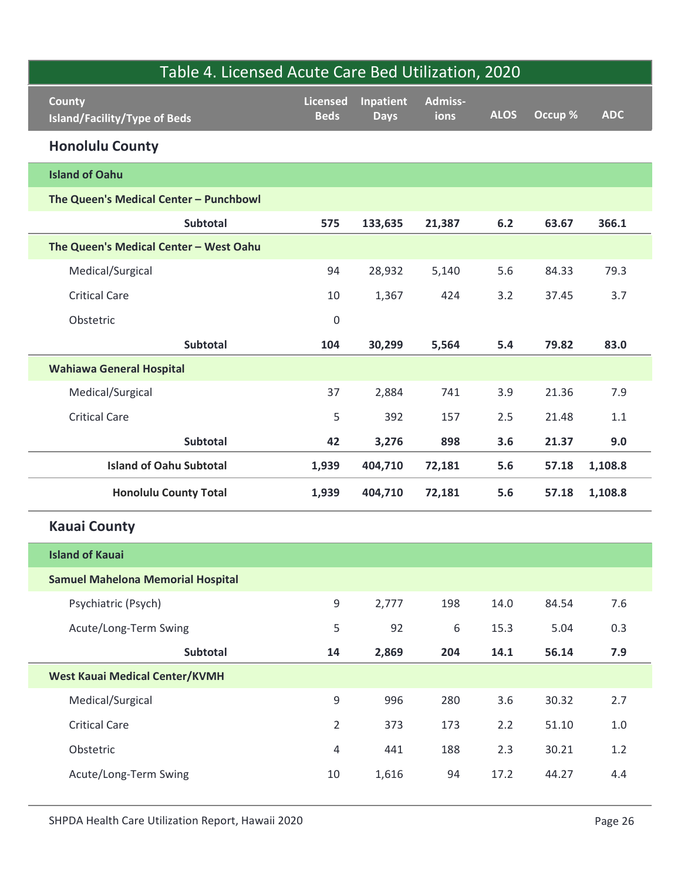## Table 4. Licensed Acute Care Bed Utilization, 2020

| County<br>Island/Facility/Type of Beds | Licensed Beds | Inpatient Days | Admiss-ions | ALOS | Occup % | ADC |
|---|---|---|---|---|---|---|
| **Honolulu County** | | | | | | |
| **Island of Oahu** | | | | | | |
| **The Queen's Medical Center – Punchbowl** | | | | | | |
| **Subtotal** | **575** | **133,635** | **21,387** | **6.2** | **63.67** | **366.1** |
| **The Queen's Medical Center – West Oahu** | | | | | | |
| Medical/Surgical | 94 | 28,932 | 5,140 | 5.6 | 84.33 | 79.3 |
| Critical Care | 10 | 1,367 | 424 | 3.2 | 37.45 | 3.7 |
| Obstetric | 0 | | | | | |
| **Subtotal** | **104** | **30,299** | **5,564** | **5.4** | **79.82** | **83.0** |
| **Wahiawa General Hospital** | | | | | | |
| Medical/Surgical | 37 | 2,884 | 741 | 3.9 | 21.36 | 7.9 |
| Critical Care | 5 | 392 | 157 | 2.5 | 21.48 | 1.1 |
| **Subtotal** | **42** | **3,276** | **898** | **3.6** | **21.37** | **9.0** |
| **Island of Oahu Subtotal** | **1,939** | **404,710** | **72,181** | **5.6** | **57.18** | **1,108.8** |
| **Honolulu County Total** | **1,939** | **404,710** | **72,181** | **5.6** | **57.18** | **1,108.8** |
| **Kauai County** | | | | | | |
| **Island of Kauai** | | | | | | |
| **Samuel Mahelona Memorial Hospital** | | | | | | |
| Psychiatric (Psych) | 9 | 2,777 | 198 | 14.0 | 84.54 | 7.6 |
| Acute/Long-Term Swing | 5 | 92 | 6 | 15.3 | 5.04 | 0.3 |
| **Subtotal** | **14** | **2,869** | **204** | **14.1** | **56.14** | **7.9** |
| **West Kauai Medical Center/KVMH** | | | | | | |
| Medical/Surgical | 9 | 996 | 280 | 3.6 | 30.32 | 2.7 |
| Critical Care | 2 | 373 | 173 | 2.2 | 51.10 | 1.0 |
| Obstetric | 4 | 441 | 188 | 2.3 | 30.21 | 1.2 |
| Acute/Long-Term Swing | 10 | 1,616 | 94 | 17.2 | 44.27 | 4.4 |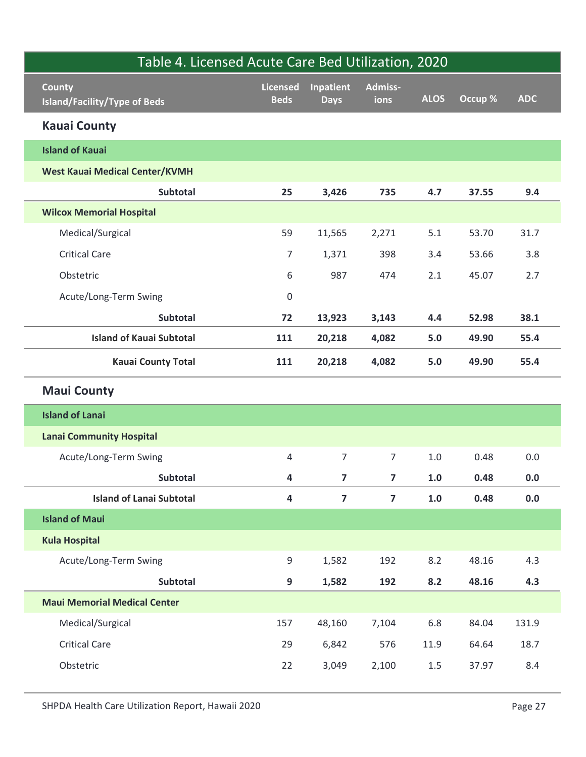## Table 4. Licensed Acute Care Bed Utilization, 2020

| County<br>Island/Facility/Type of Beds | Licensed Beds | Inpatient Days | Admiss-ions | ALOS | Occup % | ADC |
|---|---|---|---|---|---|---|
| **Kauai County** | | | | | | |
| **Island of Kauai** | | | | | | |
| **West Kauai Medical Center/KVMH** | | | | | | |
| **Subtotal** | **25** | **3,426** | **735** | **4.7** | **37.55** | **9.4** |
| **Wilcox Memorial Hospital** | | | | | | |
| Medical/Surgical | 59 | 11,565 | 2,271 | 5.1 | 53.70 | 31.7 |
| Critical Care | 7 | 1,371 | 398 | 3.4 | 53.66 | 3.8 |
| Obstetric | 6 | 987 | 474 | 2.1 | 45.07 | 2.7 |
| Acute/Long-Term Swing | 0 | | | | | |
| **Subtotal** | **72** | **13,923** | **3,143** | **4.4** | **52.98** | **38.1** |
| **Island of Kauai Subtotal** | **111** | **20,218** | **4,082** | **5.0** | **49.90** | **55.4** |
| **Kauai County Total** | **111** | **20,218** | **4,082** | **5.0** | **49.90** | **55.4** |
| **Maui County** | | | | | | |
| **Island of Lanai** | | | | | | |
| **Lanai Community Hospital** | | | | | | |
| Acute/Long-Term Swing | 4 | 7 | 7 | 1.0 | 0.48 | 0.0 |
| **Subtotal** | **4** | **7** | **7** | **1.0** | **0.48** | **0.0** |
| **Island of Lanai Subtotal** | **4** | **7** | **7** | **1.0** | **0.48** | **0.0** |
| **Island of Maui** | | | | | | |
| **Kula Hospital** | | | | | | |
| Acute/Long-Term Swing | 9 | 1,582 | 192 | 8.2 | 48.16 | 4.3 |
| **Subtotal** | **9** | **1,582** | **192** | **8.2** | **48.16** | **4.3** |
| **Maui Memorial Medical Center** | | | | | | |
| Medical/Surgical | 157 | 48,160 | 7,104 | 6.8 | 84.04 | 131.9 |
| Critical Care | 29 | 6,842 | 576 | 11.9 | 64.64 | 18.7 |
| Obstetric | 22 | 3,049 | 2,100 | 1.5 | 37.97 | 8.4 |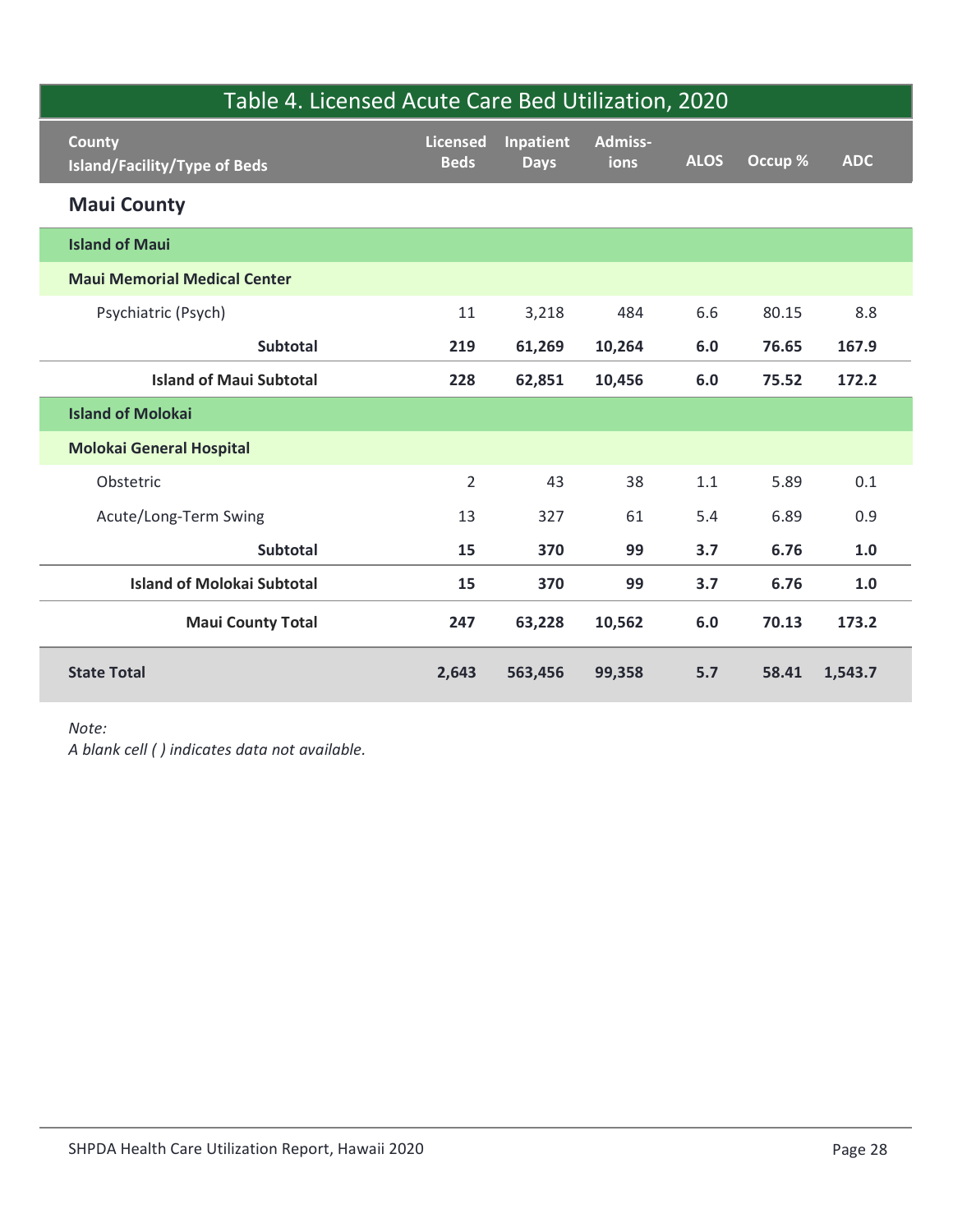## Table 4. Licensed Acute Care Bed Utilization, 2020

| County<br>Island/Facility/Type of Beds | Licensed Beds | Inpatient Days | Admiss-ions | ALOS | Occup % | ADC |
|---|---|---|---|---|---|---|
| **Maui County** | | | | | | |
| **Island of Maui** | | | | | | |
| **Maui Memorial Medical Center** | | | | | | |
| Psychiatric (Psych) | 11 | 3,218 | 484 | 6.6 | 80.15 | 8.8 |
| **Subtotal** | **219** | **61,269** | **10,264** | **6.0** | **76.65** | **167.9** |
| **Island of Maui Subtotal** | **228** | **62,851** | **10,456** | **6.0** | **75.52** | **172.2** |
| **Island of Molokai** | | | | | | |
| **Molokai General Hospital** | | | | | | |
| Obstetric | 2 | 43 | 38 | 1.1 | 5.89 | 0.1 |
| Acute/Long-Term Swing | 13 | 327 | 61 | 5.4 | 6.89 | 0.9 |
| **Subtotal** | **15** | **370** | **99** | **3.7** | **6.76** | **1.0** |
| **Island of Molokai Subtotal** | **15** | **370** | **99** | **3.7** | **6.76** | **1.0** |
| **Maui County Total** | **247** | **63,228** | **10,562** | **6.0** | **70.13** | **173.2** |
| **State Total** | **2,643** | **563,456** | **99,358** | **5.7** | **58.41** | **1,543.7** |

*Note:*
*A blank cell ( ) indicates data not available.*